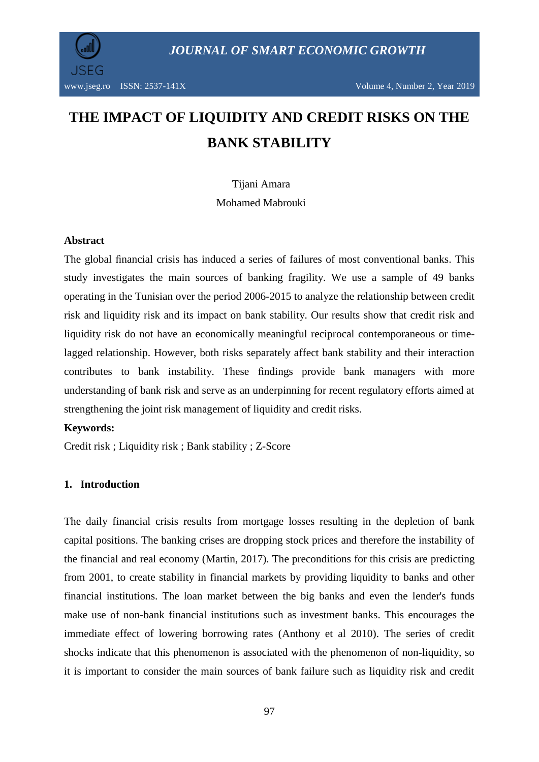# THE IMPACT OF LIQUIDITY AND CREDIT RISKS ON THE BANK STABILITY

Tijani Amara

Mohamed Mabrouki

**Abstract**

The global financial crisis has induced a series of failures of most conventional banks. This study investigates the main sources of banking fragility. We use a sample of 49 banks operating in the Tunisian over the period 2006-2015 to analyze the relationship between credit risk and liquidity risk and its impact on bank stability. Our results show that credit risk and liquidity risk do not have an economically meaningful reciprocal contemporaneous or time-lagged relationship. However, both risks separately affect bank stability and their interaction contributes to bank instability. These findings provide bank managers with more understanding of bank risk and serve as an underpinning for recent regulatory efforts aimed at strengthening the joint risk management of liquidity and credit risks.

**Keywords:**

Credit risk ; Liquidity risk ; Bank stability ; Z-Score

## 1. Introduction

The daily financial crisis results from mortgage losses resulting in the depletion of bank capital positions. The banking crises are dropping stock prices and therefore the instability of the financial and real economy (Martin, 2017). The preconditions for this crisis are predicting from 2001, to create stability in financial markets by providing liquidity to banks and other financial institutions. The loan market between the big banks and even the lender's funds make use of non-bank financial institutions such as investment banks. This encourages the immediate effect of lowering borrowing rates (Anthony et al 2010). The series of credit shocks indicate that this phenomenon is associated with the phenomenon of non-liquidity, so it is important to consider the main sources of bank failure such as liquidity risk and credit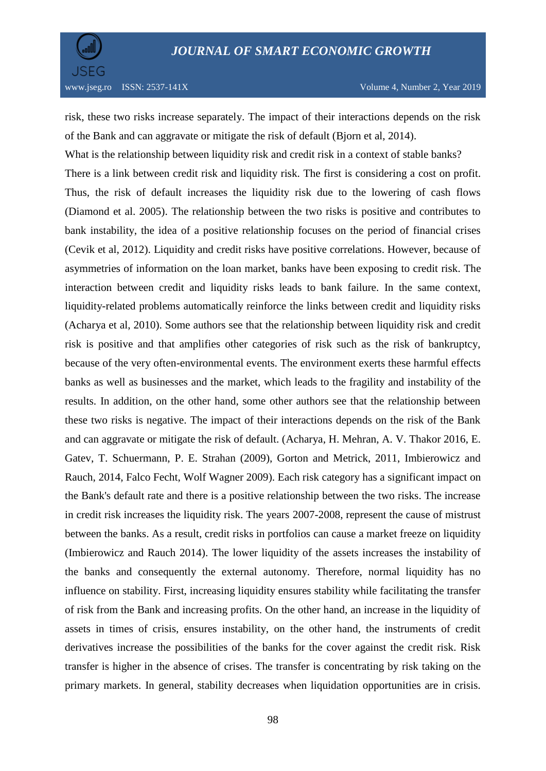risk, these two risks increase separately. The impact of their interactions depends on the risk of the Bank and can aggravate or mitigate the risk of default (Bjorn et al, 2014).

What is the relationship between liquidity risk and credit risk in a context of stable banks? There is a link between credit risk and liquidity risk. The first is considering a cost on profit. Thus, the risk of default increases the liquidity risk due to the lowering of cash flows (Diamond et al. 2005). The relationship between the two risks is positive and contributes to bank instability, the idea of a positive relationship focuses on the period of financial crises (Cevik et al, 2012). Liquidity and credit risks have positive correlations. However, because of asymmetries of information on the loan market, banks have been exposing to credit risk. The interaction between credit and liquidity risks leads to bank failure. In the same context, liquidity-related problems automatically reinforce the links between credit and liquidity risks (Acharya et al, 2010). Some authors see that the relationship between liquidity risk and credit risk is positive and that amplifies other categories of risk such as the risk of bankruptcy, because of the very often-environmental events. The environment exerts these harmful effects banks as well as businesses and the market, which leads to the fragility and instability of the results. In addition, on the other hand, some other authors see that the relationship between these two risks is negative. The impact of their interactions depends on the risk of the Bank and can aggravate or mitigate the risk of default. (Acharya, H. Mehran, A. V. Thakor 2016, E. Gatev, T. Schuermann, P. E. Strahan (2009), Gorton and Metrick, 2011, Imbierowicz and Rauch, 2014, Falco Fecht, Wolf Wagner 2009). Each risk category has a significant impact on the Bank's default rate and there is a positive relationship between the two risks. The increase in credit risk increases the liquidity risk. The years 2007-2008, represent the cause of mistrust between the banks. As a result, credit risks in portfolios can cause a market freeze on liquidity (Imbierowicz and Rauch 2014). The lower liquidity of the assets increases the instability of the banks and consequently the external autonomy. Therefore, normal liquidity has no influence on stability. First, increasing liquidity ensures stability while facilitating the transfer of risk from the Bank and increasing profits. On the other hand, an increase in the liquidity of assets in times of crisis, ensures instability, on the other hand, the instruments of credit derivatives increase the possibilities of the banks for the cover against the credit risk. Risk transfer is higher in the absence of crises. The transfer is concentrating by risk taking on the primary markets. In general, stability decreases when liquidation opportunities are in crisis.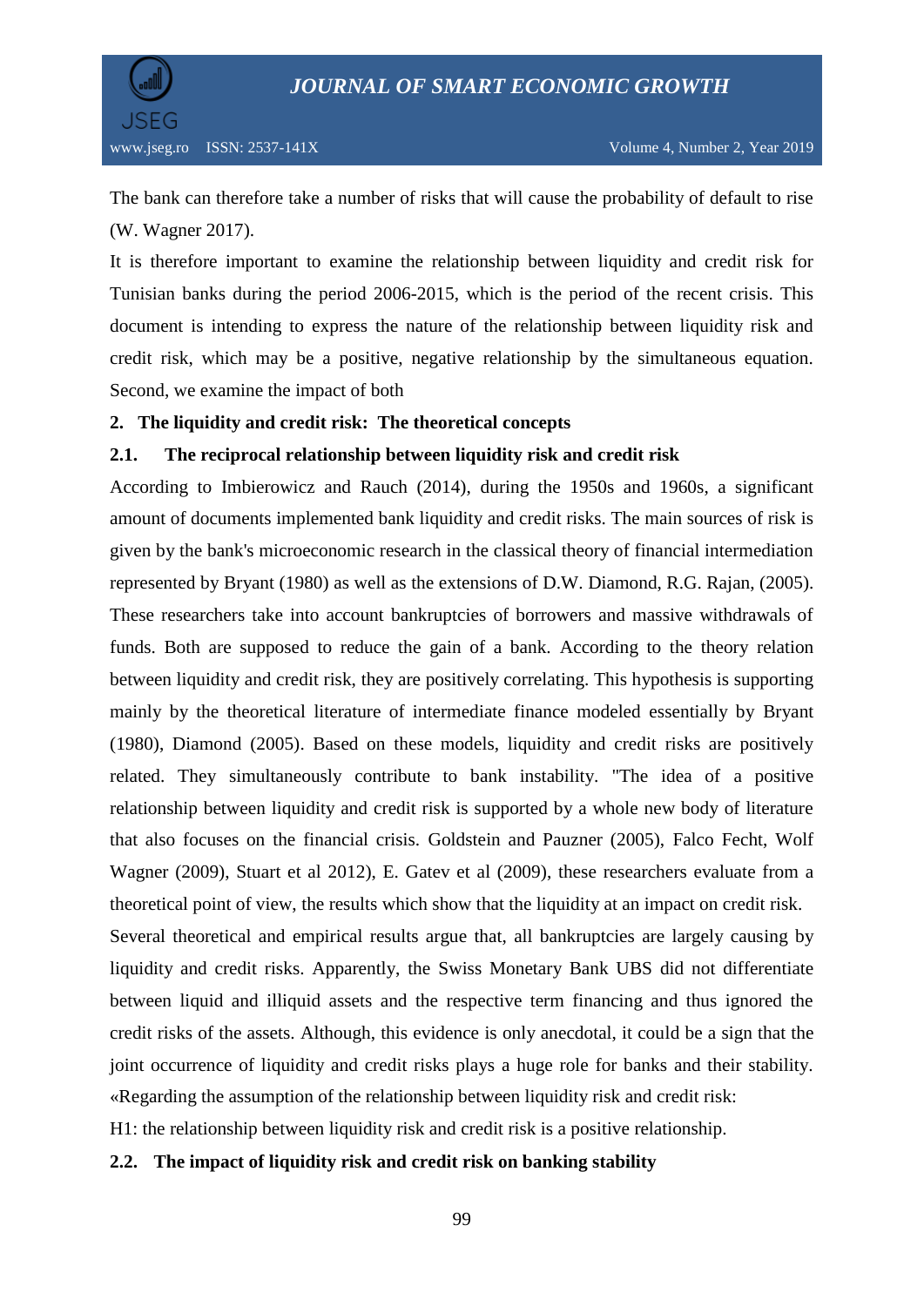The bank can therefore take a number of risks that will cause the probability of default to rise (W. Wagner 2017).

It is therefore important to examine the relationship between liquidity and credit risk for Tunisian banks during the period 2006-2015, which is the period of the recent crisis. This document is intending to express the nature of the relationship between liquidity risk and credit risk, which may be a positive, negative relationship by the simultaneous equation. Second, we examine the impact of both

## 2. The liquidity and credit risk: The theoretical concepts

### 2.1. The reciprocal relationship between liquidity risk and credit risk

According to Imbierowicz and Rauch (2014), during the 1950s and 1960s, a significant amount of documents implemented bank liquidity and credit risks. The main sources of risk is given by the bank's microeconomic research in the classical theory of financial intermediation represented by Bryant (1980) as well as the extensions of D.W. Diamond, R.G. Rajan, (2005). These researchers take into account bankruptcies of borrowers and massive withdrawals of funds. Both are supposed to reduce the gain of a bank. According to the theory relation between liquidity and credit risk, they are positively correlating. This hypothesis is supporting mainly by the theoretical literature of intermediate finance modeled essentially by Bryant (1980), Diamond (2005). Based on these models, liquidity and credit risks are positively related. They simultaneously contribute to bank instability. "The idea of a positive relationship between liquidity and credit risk is supported by a whole new body of literature that also focuses on the financial crisis. Goldstein and Pauzner (2005), Falco Fecht, Wolf Wagner (2009), Stuart et al 2012), E. Gatev et al (2009), these researchers evaluate from a theoretical point of view, the results which show that the liquidity at an impact on credit risk.

Several theoretical and empirical results argue that, all bankruptcies are largely causing by liquidity and credit risks. Apparently, the Swiss Monetary Bank UBS did not differentiate between liquid and illiquid assets and the respective term financing and thus ignored the credit risks of the assets. Although, this evidence is only anecdotal, it could be a sign that the joint occurrence of liquidity and credit risks plays a huge role for banks and their stability. «Regarding the assumption of the relationship between liquidity risk and credit risk:

H1: the relationship between liquidity risk and credit risk is a positive relationship.

### 2.2. The impact of liquidity risk and credit risk on banking stability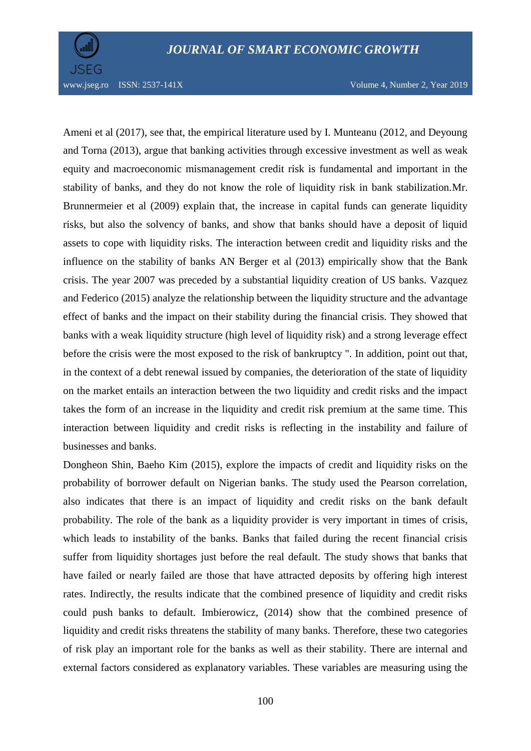Ameni et al (2017), see that, the empirical literature used by I. Munteanu (2012, and Deyoung and Torna (2013), argue that banking activities through excessive investment as well as weak equity and macroeconomic mismanagement credit risk is fundamental and important in the stability of banks, and they do not know the role of liquidity risk in bank stabilization.Mr. Brunnermeier et al (2009) explain that, the increase in capital funds can generate liquidity risks, but also the solvency of banks, and show that banks should have a deposit of liquid assets to cope with liquidity risks. The interaction between credit and liquidity risks and the influence on the stability of banks AN Berger et al (2013) empirically show that the Bank crisis. The year 2007 was preceded by a substantial liquidity creation of US banks. Vazquez and Federico (2015) analyze the relationship between the liquidity structure and the advantage effect of banks and the impact on their stability during the financial crisis. They showed that banks with a weak liquidity structure (high level of liquidity risk) and a strong leverage effect before the crisis were the most exposed to the risk of bankruptcy ". In addition, point out that, in the context of a debt renewal issued by companies, the deterioration of the state of liquidity on the market entails an interaction between the two liquidity and credit risks and the impact takes the form of an increase in the liquidity and credit risk premium at the same time. This interaction between liquidity and credit risks is reflecting in the instability and failure of businesses and banks.

Dongheon Shin, Baeho Kim (2015), explore the impacts of credit and liquidity risks on the probability of borrower default on Nigerian banks. The study used the Pearson correlation, also indicates that there is an impact of liquidity and credit risks on the bank default probability. The role of the bank as a liquidity provider is very important in times of crisis, which leads to instability of the banks. Banks that failed during the recent financial crisis suffer from liquidity shortages just before the real default. The study shows that banks that have failed or nearly failed are those that have attracted deposits by offering high interest rates. Indirectly, the results indicate that the combined presence of liquidity and credit risks could push banks to default. Imbierowicz, (2014) show that the combined presence of liquidity and credit risks threatens the stability of many banks. Therefore, these two categories of risk play an important role for the banks as well as their stability. There are internal and external factors considered as explanatory variables. These variables are measuring using the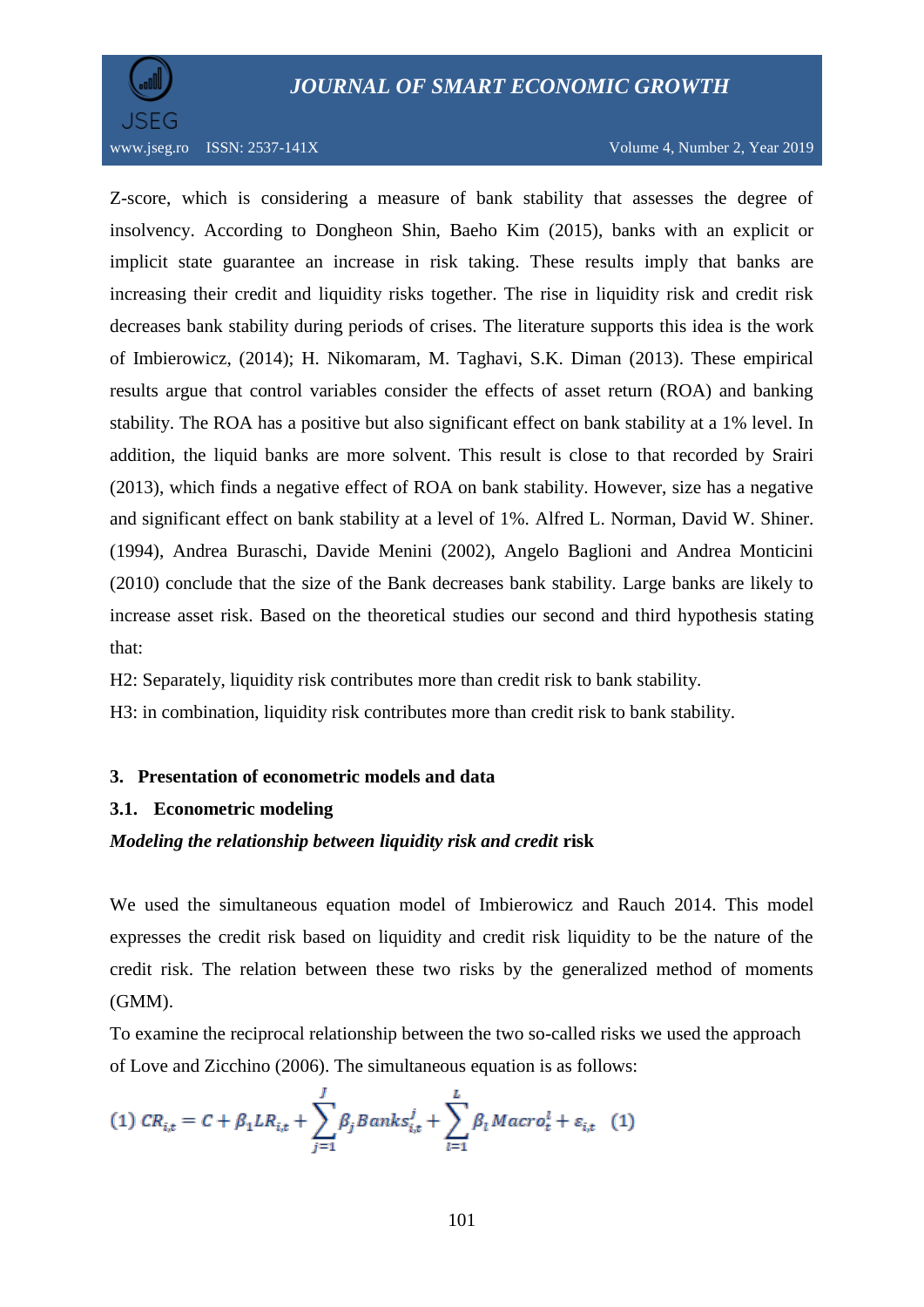Z-score, which is considering a measure of bank stability that assesses the degree of insolvency. According to Dongheon Shin, Baeho Kim (2015), banks with an explicit or implicit state guarantee an increase in risk taking. These results imply that banks are increasing their credit and liquidity risks together. The rise in liquidity risk and credit risk decreases bank stability during periods of crises. The literature supports this idea is the work of Imbierowicz, (2014); H. Nikomaram, M. Taghavi, S.K. Diman (2013). These empirical results argue that control variables consider the effects of asset return (ROA) and banking stability. The ROA has a positive but also significant effect on bank stability at a 1% level. In addition, the liquid banks are more solvent. This result is close to that recorded by Srairi (2013), which finds a negative effect of ROA on bank stability. However, size has a negative and significant effect on bank stability at a level of 1%. Alfred L. Norman, David W. Shiner. (1994), Andrea Buraschi, Davide Menini (2002), Angelo Baglioni and Andrea Monticini (2010) conclude that the size of the Bank decreases bank stability. Large banks are likely to increase asset risk. Based on the theoretical studies our second and third hypothesis stating that:

H2: Separately, liquidity risk contributes more than credit risk to bank stability.

H3: in combination, liquidity risk contributes more than credit risk to bank stability.

## 3. Presentation of econometric models and data

### 3.1. Econometric modeling

***Modeling the relationship between liquidity risk and credit* risk**

We used the simultaneous equation model of Imbierowicz and Rauch 2014. This model expresses the credit risk based on liquidity and credit risk liquidity to be the nature of the credit risk. The relation between these two risks by the generalized method of moments (GMM).

To examine the reciprocal relationship between the two so-called risks we used the approach of Love and Zicchino (2006). The simultaneous equation is as follows:

$$(1)\ CR_{i,t} = C + \beta_1 LR_{i,t} + \sum_{j=1}^{J} \beta_j Banks_{i,t}^{j} + \sum_{l=1}^{L} \beta_l Macro_t^{l} + \varepsilon_{i,t} \quad (1)$$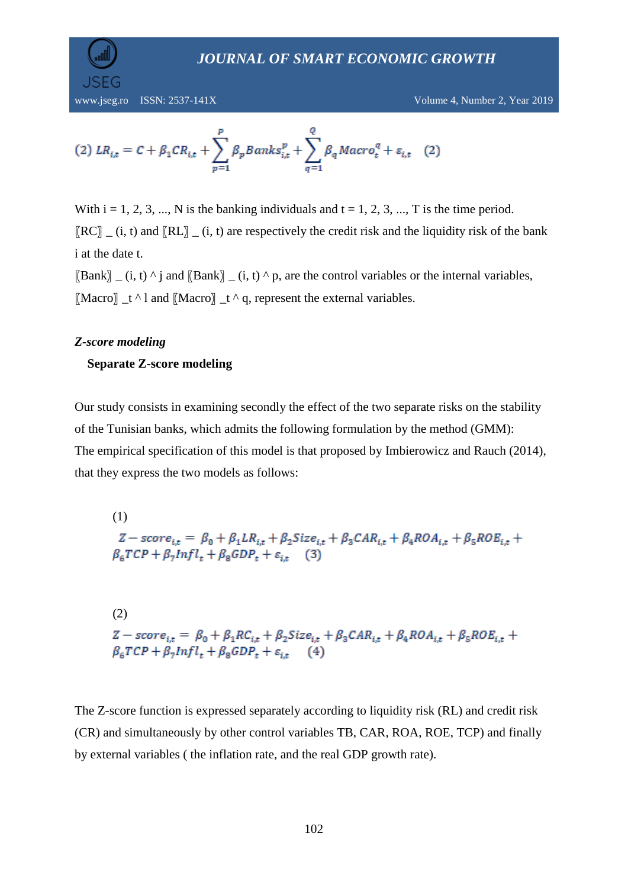$$(2)\ LR_{i,t} = C + \beta_1 CR_{i,t} + \sum_{p=1}^{P} \beta_p Banks_{i,t}^{p} + \sum_{q=1}^{Q} \beta_q Macro_t^{q} + \varepsilon_{i,t} \quad (2)$$

With i = 1, 2, 3, ..., N is the banking individuals and t = 1, 2, 3, ..., T is the time period. 〚RC〛 _ (i, t) and 〚RL〛 _ (i, t) are respectively the credit risk and the liquidity risk of the bank i at the date t.

〚Bank〛 _ (i, t) ^ j and 〚Bank〛 _ (i, t) ^ p, are the control variables or the internal variables, 〚Macro〛 _t ^ l and 〚Macro〛 _t ^ q, represent the external variables.

*Z-score modeling*

**Separate Z-score modeling**

Our study consists in examining secondly the effect of the two separate risks on the stability of the Tunisian banks, which admits the following formulation by the method (GMM): The empirical specification of this model is that proposed by Imbierowicz and Rauch (2014), that they express the two models as follows:

(1)

$$Z - score_{i,t} = \beta_0 + \beta_1 LR_{i,t} + \beta_2 Size_{i,t} + \beta_3 CAR_{i,t} + \beta_4 ROA_{i,t} + \beta_5 ROE_{i,t} + \beta_6 TCP + \beta_7 Infl_t + \beta_8 GDP_t + \varepsilon_{i,t} \quad (3)$$

(2)

$$Z - score_{i,t} = \beta_0 + \beta_1 RC_{i,t} + \beta_2 Size_{i,t} + \beta_3 CAR_{i,t} + \beta_4 ROA_{i,t} + \beta_5 ROE_{i,t} + \beta_6 TCP + \beta_7 Infl_t + \beta_8 GDP_t + \varepsilon_{i,t} \quad (4)$$

The Z-score function is expressed separately according to liquidity risk (RL) and credit risk (CR) and simultaneously by other control variables TB, CAR, ROA, ROE, TCP) and finally by external variables ( the inflation rate, and the real GDP growth rate).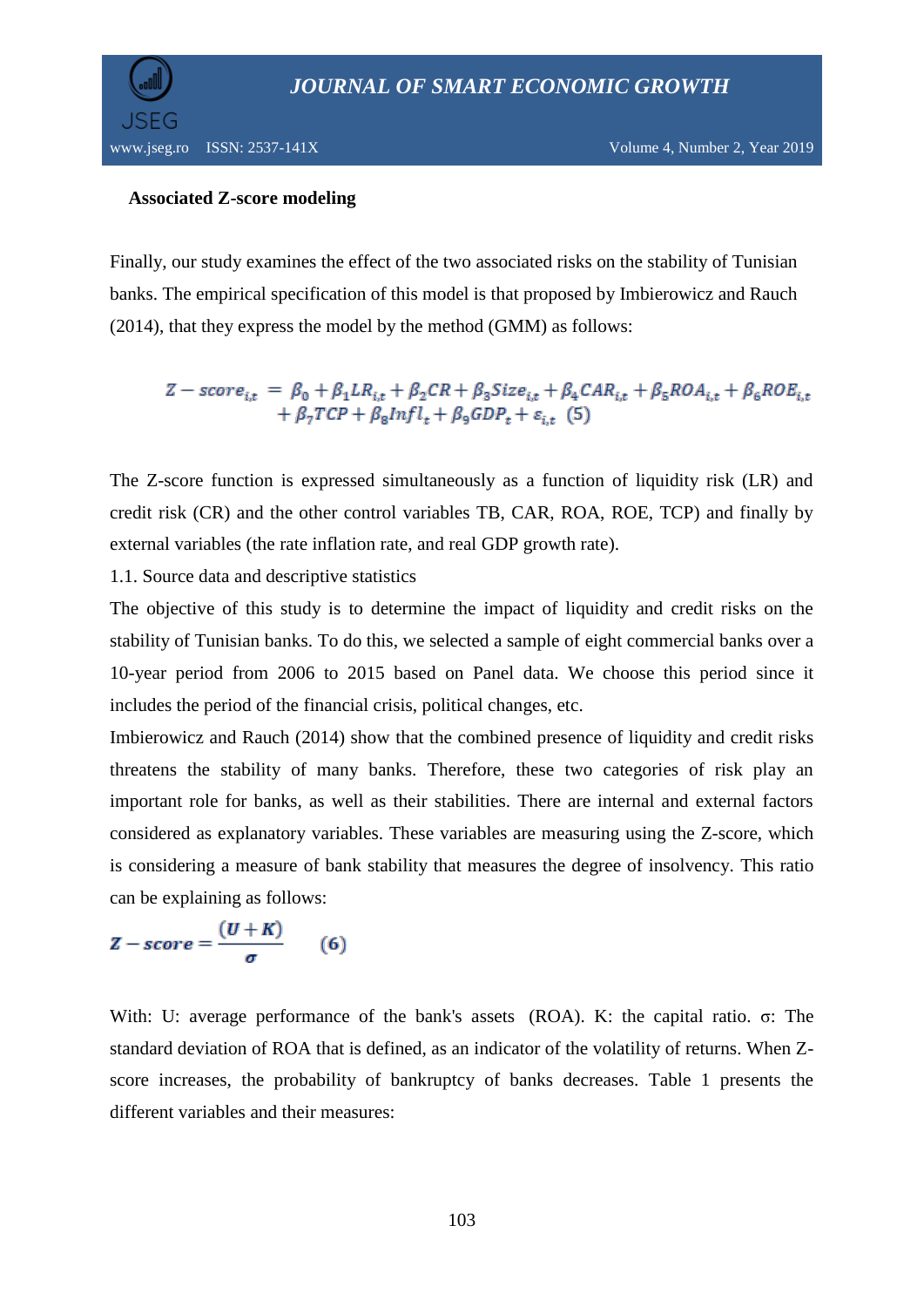**Associated Z-score modeling**

Finally, our study examines the effect of the two associated risks on the stability of Tunisian banks. The empirical specification of this model is that proposed by Imbierowicz and Rauch (2014), that they express the model by the method (GMM) as follows:

$$Z - score_{i,t} = \beta_0 + \beta_1 LR_{i,t} + \beta_2 CR + \beta_3 Size_{i,t} + \beta_4 CAR_{i,t} + \beta_5 ROA_{i,t} + \beta_6 ROE_{i,t} + \beta_7 TCP + \beta_8 Infl_t + \beta_9 GDP_t + \varepsilon_{i,t} \quad (5)$$

The Z-score function is expressed simultaneously as a function of liquidity risk (LR) and credit risk (CR) and the other control variables TB, CAR, ROA, ROE, TCP) and finally by external variables (the rate inflation rate, and real GDP growth rate).

1.1. Source data and descriptive statistics

The objective of this study is to determine the impact of liquidity and credit risks on the stability of Tunisian banks. To do this, we selected a sample of eight commercial banks over a 10-year period from 2006 to 2015 based on Panel data. We choose this period since it includes the period of the financial crisis, political changes, etc.

Imbierowicz and Rauch (2014) show that the combined presence of liquidity and credit risks threatens the stability of many banks. Therefore, these two categories of risk play an important role for banks, as well as their stabilities. There are internal and external factors considered as explanatory variables. These variables are measuring using the Z-score, which is considering a measure of bank stability that measures the degree of insolvency. This ratio can be explaining as follows:

$$Z - score = \frac{(U + K)}{\sigma} \qquad (6)$$

With: U: average performance of the bank's assets (ROA). K: the capital ratio. σ: The standard deviation of ROA that is defined, as an indicator of the volatility of returns. When Z-score increases, the probability of bankruptcy of banks decreases. Table 1 presents the different variables and their measures: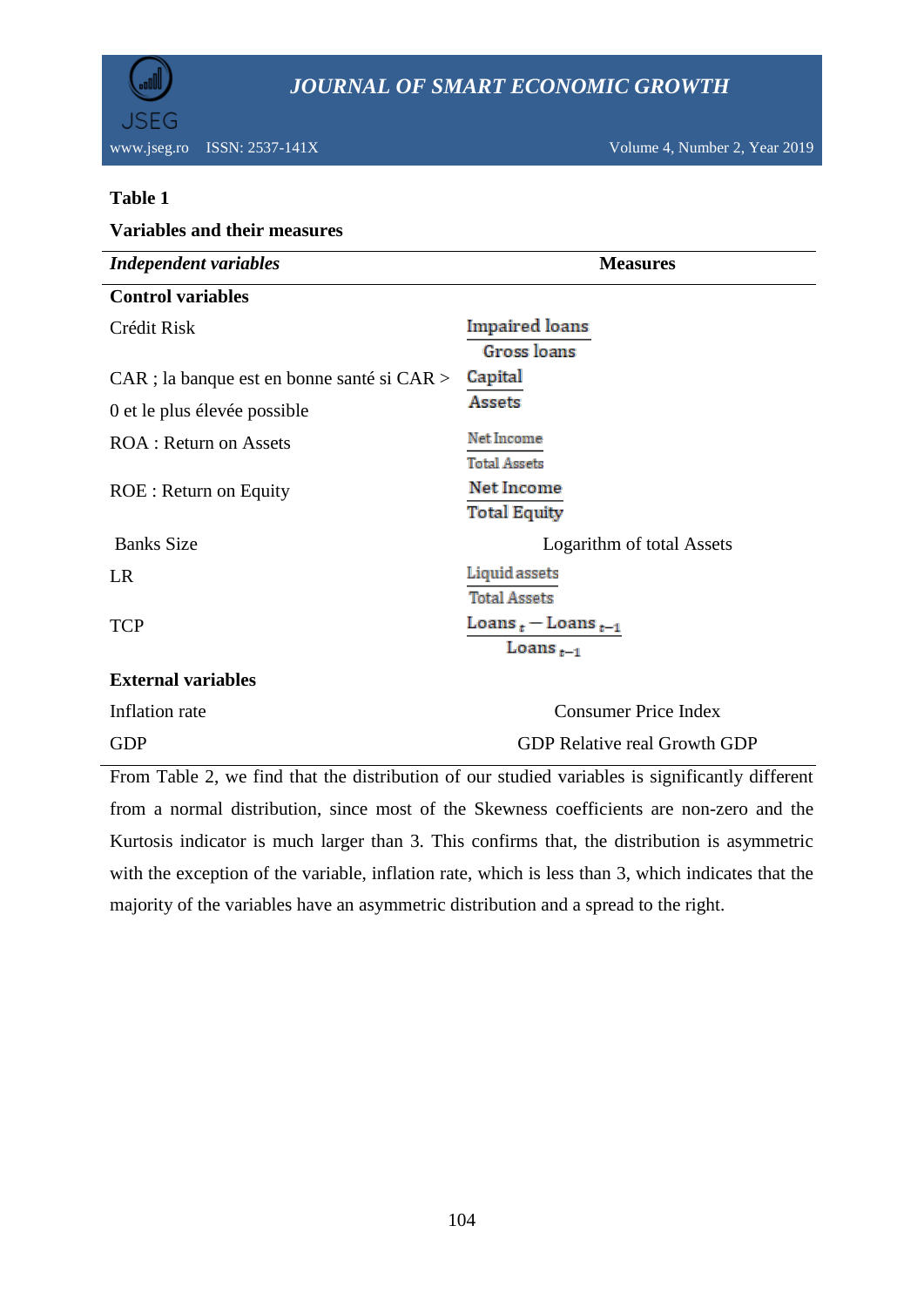**Table 1**

**Variables and their measures**

| *Independent variables* | **Measures** |
|---|---|
| **Control variables** | |
| Crédit Risk | $\frac{\text{Impaired loans}}{\text{Gross loans}}$ |
| CAR ; la banque est en bonne santé si CAR > 0 et le plus élevée possible | $\frac{\text{Capital}}{\text{Assets}}$ |
| ROA : Return on Assets | $\frac{\text{Net Income}}{\text{Total Assets}}$ |
| ROE : Return on Equity | $\frac{\text{Net Income}}{\text{Total Equity}}$ |
| Banks Size | Logarithm of total Assets |
| LR | $\frac{\text{Liquid assets}}{\text{Total Assets}}$ |
| TCP | $\frac{\text{Loans}_t - \text{Loans}_{t-1}}{\text{Loans}_{t-1}}$ |
| **External variables** | |
| Inflation rate | Consumer Price Index |
| GDP | GDP Relative real Growth GDP |

From Table 2, we find that the distribution of our studied variables is significantly different from a normal distribution, since most of the Skewness coefficients are non-zero and the Kurtosis indicator is much larger than 3. This confirms that, the distribution is asymmetric with the exception of the variable, inflation rate, which is less than 3, which indicates that the majority of the variables have an asymmetric distribution and a spread to the right.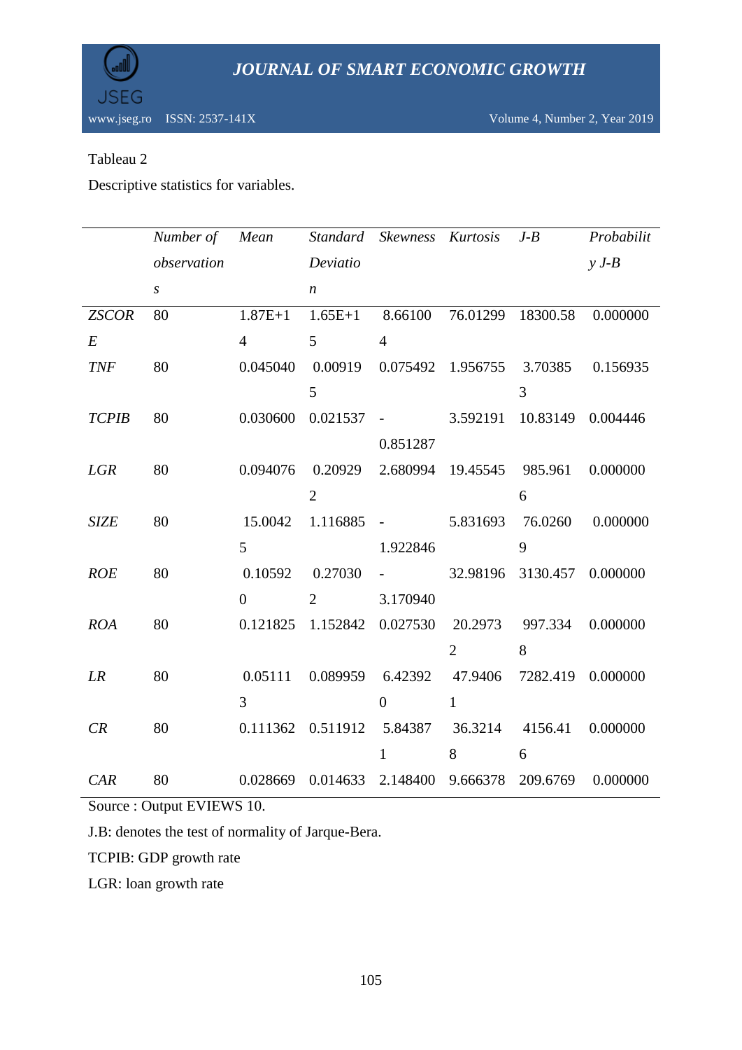Tableau 2

Descriptive statistics for variables.

| | *Number of observations* | *Mean* | *Standard Deviation* | *Skewness* | *Kurtosis* | *J-B* | *Probability J-B* |
|---|---|---|---|---|---|---|---|
| *ZSCORE* | 80 | 1.87E+14 | 1.65E+15 | 8.661004 | 76.01299 | 18300.58 | 0.000000 |
| *TNF* | 80 | 0.045040 | 0.009195 | 0.075492 | 1.956755 | 3.703853 | 0.156935 |
| *TCPIB* | 80 | 0.030600 | 0.021537 | -0.851287 | 3.592191 | 10.83149 | 0.004446 |
| *LGR* | 80 | 0.094076 | 0.209292 | 2.680994 | 19.45545 | 985.9616 | 0.000000 |
| *SIZE* | 80 | 15.00425 | 1.116885 | -1.922846 | 5.831693 | 76.02609 | 0.000000 |
| *ROE* | 80 | 0.105920 | 0.270302 | -3.170940 | 32.98196 | 3130.457 | 0.000000 |
| *ROA* | 80 | 0.121825 | 1.152842 | 0.027530 | 20.29732 | 997.3348 | 0.000000 |
| *LR* | 80 | 0.051113 | 0.089959 | 6.423920 | 47.94061 | 7282.419 | 0.000000 |
| *CR* | 80 | 0.111362 | 0.511912 | 5.843871 | 36.32148 | 4156.416 | 0.000000 |
| *CAR* | 80 | 0.028669 | 0.014633 | 2.148400 | 9.666378 | 209.6769 | 0.000000 |

Source : Output EVIEWS 10.

J.B: denotes the test of normality of Jarque-Bera.

TCPIB: GDP growth rate

LGR: loan growth rate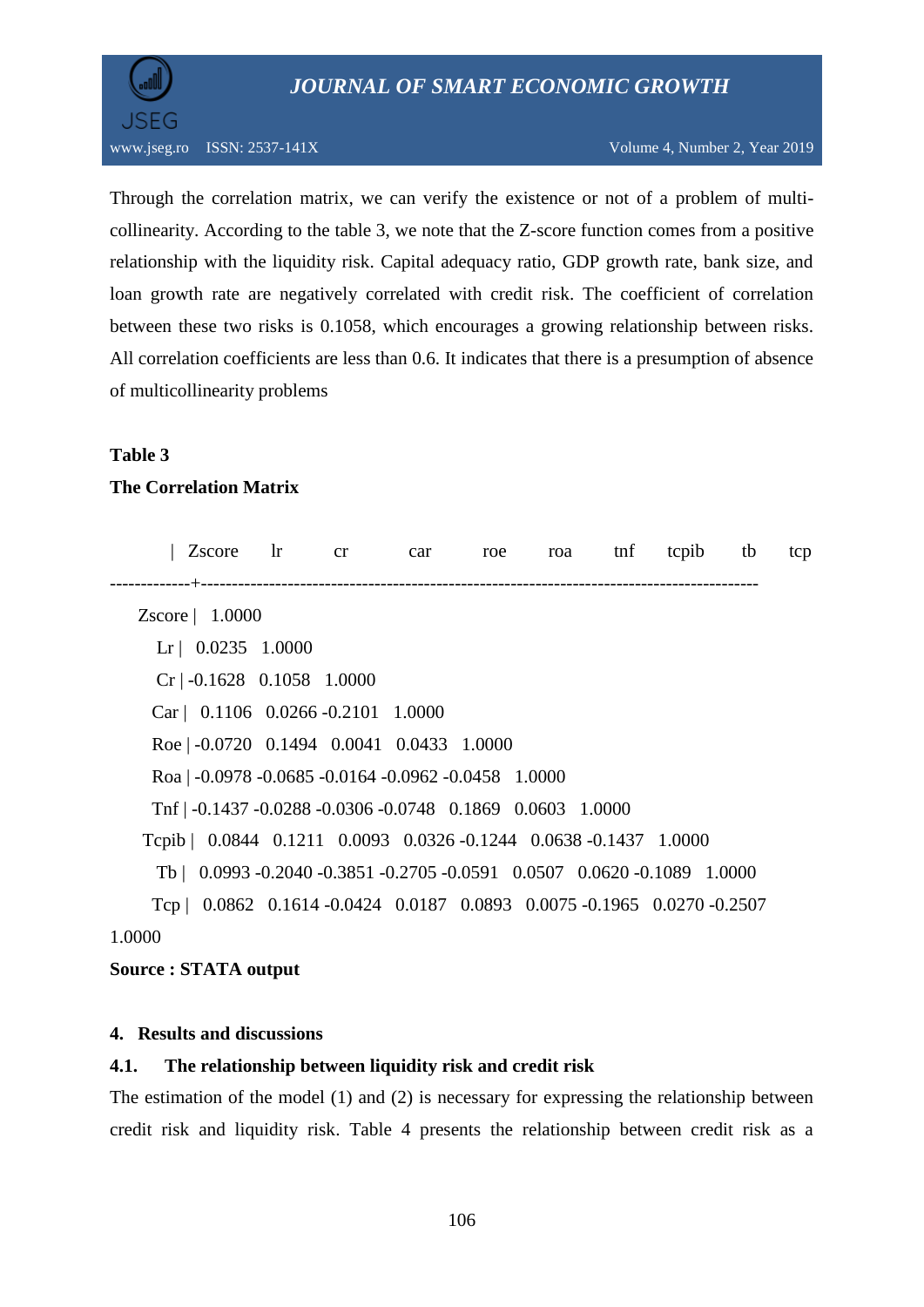Through the correlation matrix, we can verify the existence or not of a problem of multi-collinearity. According to the table 3, we note that the Z-score function comes from a positive relationship with the liquidity risk. Capital adequacy ratio, GDP growth rate, bank size, and loan growth rate are negatively correlated with credit risk. The coefficient of correlation between these two risks is 0.1058, which encourages a growing relationship between risks. All correlation coefficients are less than 0.6. It indicates that there is a presumption of absence of multicollinearity problems

**Table 3**

**The Correlation Matrix**

| | Zscore | lr | cr | car | roe | roa | tnf | tcpib | tb | tcp |
|---|---|---|---|---|---|---|---|---|---|---|
| Zscore | 1.0000 | | | | | | | | | |
| Lr | 0.0235 | 1.0000 | | | | | | | | |
| Cr | -0.1628 | 0.1058 | 1.0000 | | | | | | | |
| Car | 0.1106 | 0.0266 | -0.2101 | 1.0000 | | | | | | |
| Roe | -0.0720 | 0.1494 | 0.0041 | 0.0433 | 1.0000 | | | | | |
| Roa | -0.0978 | -0.0685 | -0.0164 | -0.0962 | -0.0458 | 1.0000 | | | | |
| Tnf | -0.1437 | -0.0288 | -0.0306 | -0.0748 | 0.1869 | 0.0603 | 1.0000 | | | |
| Tcpib | 0.0844 | 0.1211 | 0.0093 | 0.0326 | -0.1244 | 0.0638 | -0.1437 | 1.0000 | | |
| Tb | 0.0993 | -0.2040 | -0.3851 | -0.2705 | -0.0591 | 0.0507 | 0.0620 | -0.1089 | 1.0000 | |
| Tcp | 0.0862 | 0.1614 | -0.0424 | 0.0187 | 0.0893 | 0.0075 | -0.1965 | 0.0270 | -0.2507 | 1.0000 |

**Source : STATA output**

## 4. Results and discussions

### 4.1. The relationship between liquidity risk and credit risk

The estimation of the model (1) and (2) is necessary for expressing the relationship between credit risk and liquidity risk. Table 4 presents the relationship between credit risk as a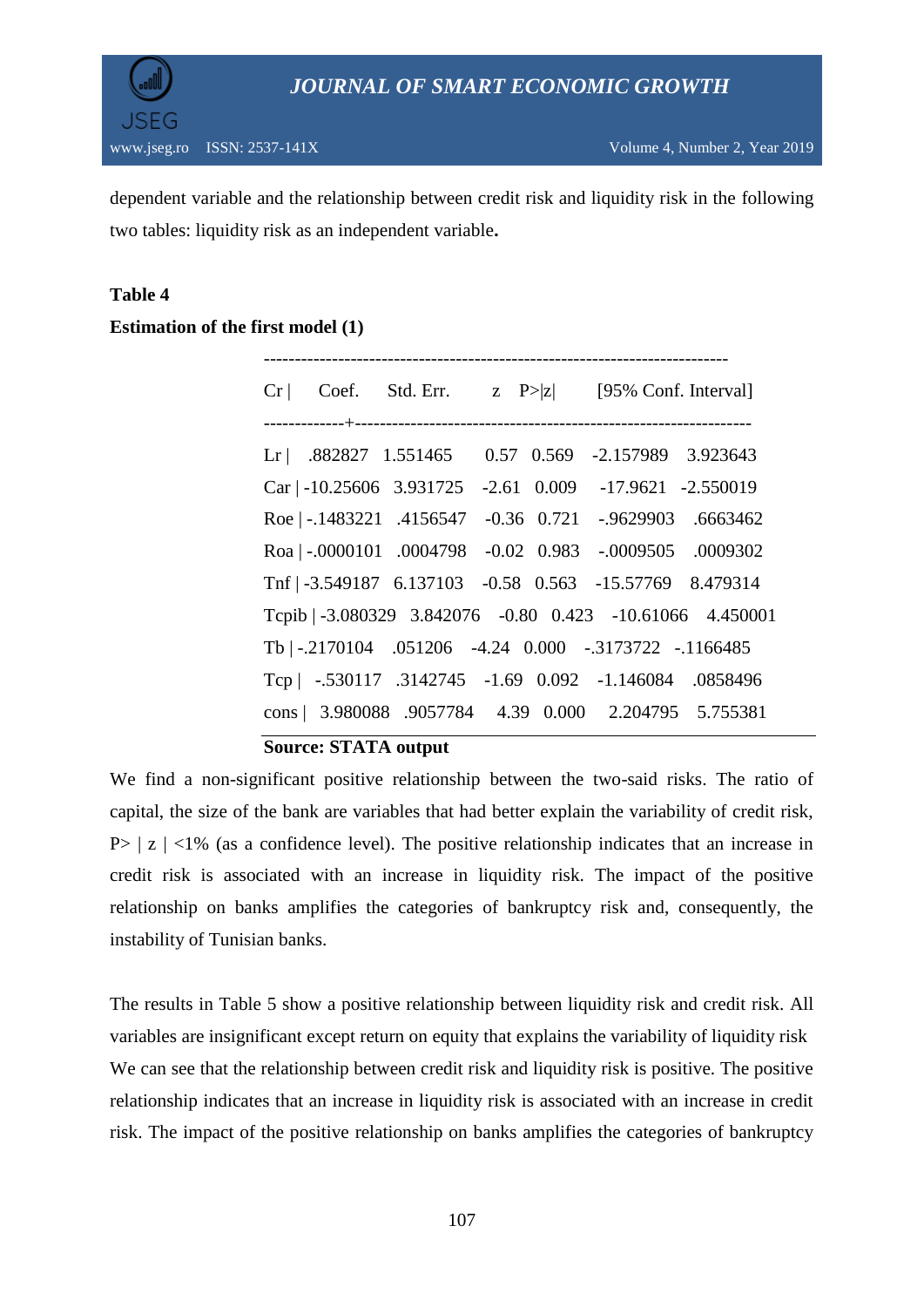dependent variable and the relationship between credit risk and liquidity risk in the following two tables: liquidity risk as an independent variable**.**

**Table 4**

**Estimation of the first model (1)**

| Cr | Coef. | Std. Err. | z | P>\|z\| | [95% Conf. Interval] | |
|---|---|---|---|---|---|---|
| Lr | .882827 | 1.551465 | 0.57 | 0.569 | -2.157989 | 3.923643 |
| Car | -10.25606 | 3.931725 | -2.61 | 0.009 | -17.9621 | -2.550019 |
| Roe | -.1483221 | .4156547 | -0.36 | 0.721 | -.9629903 | .6663462 |
| Roa | -.0000101 | .0004798 | -0.02 | 0.983 | -.0009505 | .0009302 |
| Tnf | -3.549187 | 6.137103 | -0.58 | 0.563 | -15.57769 | 8.479314 |
| Tcpib | -3.080329 | 3.842076 | -0.80 | 0.423 | -10.61066 | 4.450001 |
| Tb | -.2170104 | .051206 | -4.24 | 0.000 | -.3173722 | -.1166485 |
| Tcp | -.530117 | .3142745 | -1.69 | 0.092 | -1.146084 | .0858496 |
| cons | 3.980088 | .9057784 | 4.39 | 0.000 | 2.204795 | 5.755381 |

**Source: STATA output**

We find a non-significant positive relationship between the two-said risks. The ratio of capital, the size of the bank are variables that had better explain the variability of credit risk, P> | z | <1% (as a confidence level). The positive relationship indicates that an increase in credit risk is associated with an increase in liquidity risk. The impact of the positive relationship on banks amplifies the categories of bankruptcy risk and, consequently, the instability of Tunisian banks.

The results in Table 5 show a positive relationship between liquidity risk and credit risk. All variables are insignificant except return on equity that explains the variability of liquidity risk We can see that the relationship between credit risk and liquidity risk is positive. The positive relationship indicates that an increase in liquidity risk is associated with an increase in credit risk. The impact of the positive relationship on banks amplifies the categories of bankruptcy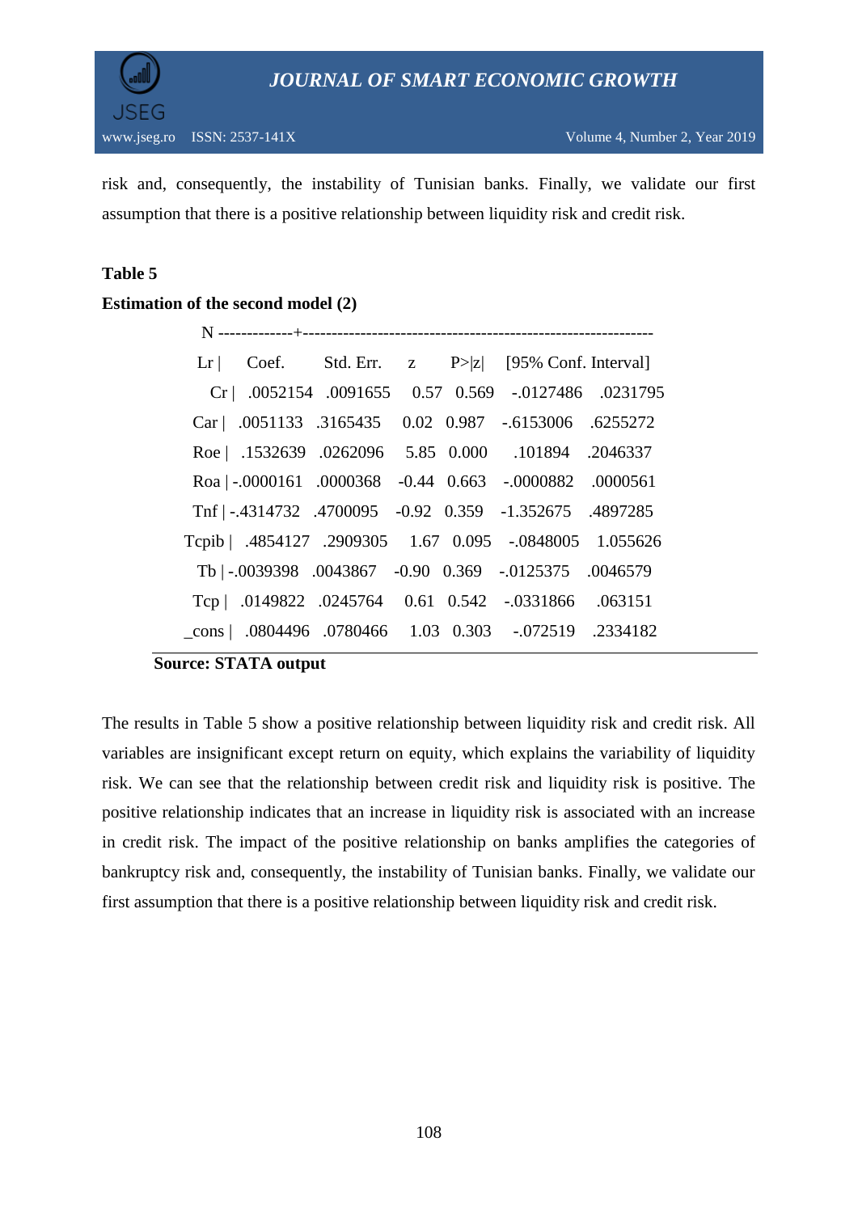risk and, consequently, the instability of Tunisian banks. Finally, we validate our first assumption that there is a positive relationship between liquidity risk and credit risk.

**Table 5**

**Estimation of the second model (2)**

| Lr | Coef. | Std. Err. | z | P>\|z\| | [95% Conf. Interval] | |
|---|---|---|---|---|---|---|
| Cr | .0052154 | .0091655 | 0.57 | 0.569 | -.0127486 | .0231795 |
| Car | .0051133 | .3165435 | 0.02 | 0.987 | -.6153006 | .6255272 |
| Roe | .1532639 | .0262096 | 5.85 | 0.000 | .101894 | .2046337 |
| Roa | -.0000161 | .0000368 | -0.44 | 0.663 | -.0000882 | .0000561 |
| Tnf | -.4314732 | .4700095 | -0.92 | 0.359 | -1.352675 | .4897285 |
| Tcpib | .4854127 | .2909305 | 1.67 | 0.095 | -.0848005 | 1.055626 |
| Tb | -.0039398 | .0043867 | -0.90 | 0.369 | -.0125375 | .0046579 |
| Tcp | .0149822 | .0245764 | 0.61 | 0.542 | -.0331866 | .063151 |
| _cons | .0804496 | .0780466 | 1.03 | 0.303 | -.072519 | .2334182 |

**Source: STATA output**

The results in Table 5 show a positive relationship between liquidity risk and credit risk. All variables are insignificant except return on equity, which explains the variability of liquidity risk. We can see that the relationship between credit risk and liquidity risk is positive. The positive relationship indicates that an increase in liquidity risk is associated with an increase in credit risk. The impact of the positive relationship on banks amplifies the categories of bankruptcy risk and, consequently, the instability of Tunisian banks. Finally, we validate our first assumption that there is a positive relationship between liquidity risk and credit risk.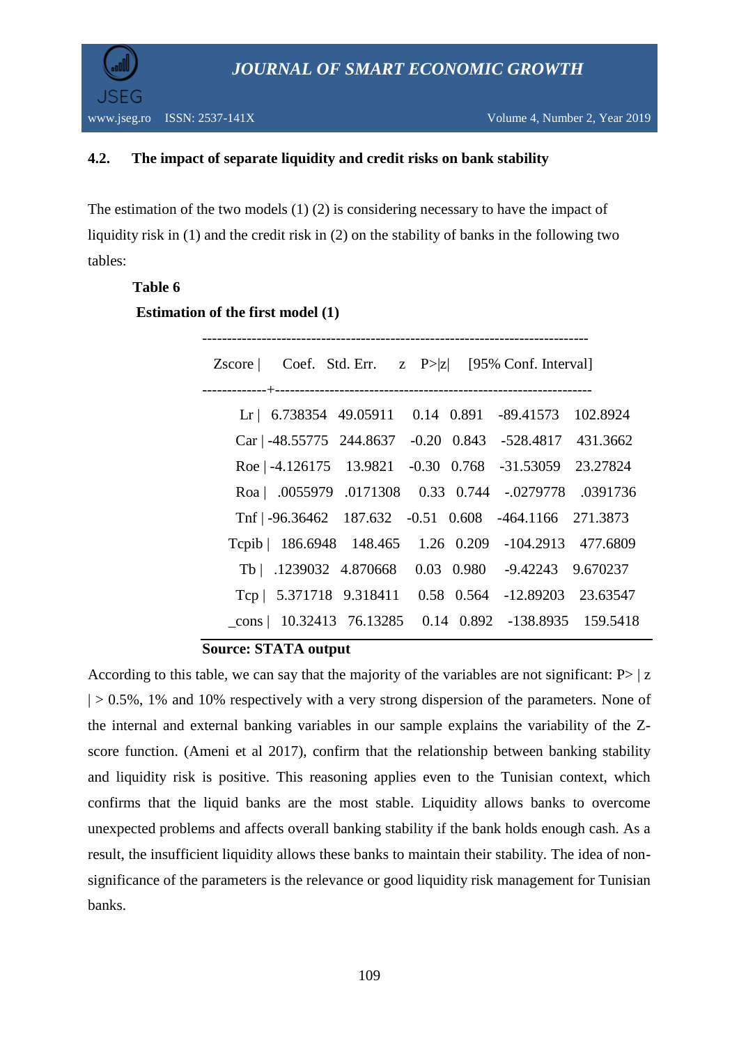### 4.2. The impact of separate liquidity and credit risks on bank stability

The estimation of the two models (1) (2) is considering necessary to have the impact of liquidity risk in (1) and the credit risk in (2) on the stability of banks in the following two tables:

**Table 6**

**Estimation of the first model (1)**

| Zscore | Coef. | Std. Err. | z | P>\|z\| | [95% Conf. | Interval] |
|---|---|---|---|---|---|---|
| Lr | 6.738354 | 49.05911 | 0.14 | 0.891 | -89.41573 | 102.8924 |
| Car | -48.55775 | 244.8637 | -0.20 | 0.843 | -528.4817 | 431.3662 |
| Roe | -4.126175 | 13.9821 | -0.30 | 0.768 | -31.53059 | 23.27824 |
| Roa | .0055979 | .0171308 | 0.33 | 0.744 | -.0279778 | .0391736 |
| Tnf | -96.36462 | 187.632 | -0.51 | 0.608 | -464.1166 | 271.3873 |
| Tcpib | 186.6948 | 148.465 | 1.26 | 0.209 | -104.2913 | 477.6809 |
| Tb | .1239032 | 4.870668 | 0.03 | 0.980 | -9.42243 | 9.670237 |
| Tcp | 5.371718 | 9.318411 | 0.58 | 0.564 | -12.89203 | 23.63547 |
| _cons | 10.32413 | 76.13285 | 0.14 | 0.892 | -138.8935 | 159.5418 |

**Source: STATA output**

According to this table, we can say that the majority of the variables are not significant: P> | z | > 0.5%, 1% and 10% respectively with a very strong dispersion of the parameters. None of the internal and external banking variables in our sample explains the variability of the Z-score function. (Ameni et al 2017), confirm that the relationship between banking stability and liquidity risk is positive. This reasoning applies even to the Tunisian context, which confirms that the liquid banks are the most stable. Liquidity allows banks to overcome unexpected problems and affects overall banking stability if the bank holds enough cash. As a result, the insufficient liquidity allows these banks to maintain their stability. The idea of non-significance of the parameters is the relevance or good liquidity risk management for Tunisian banks.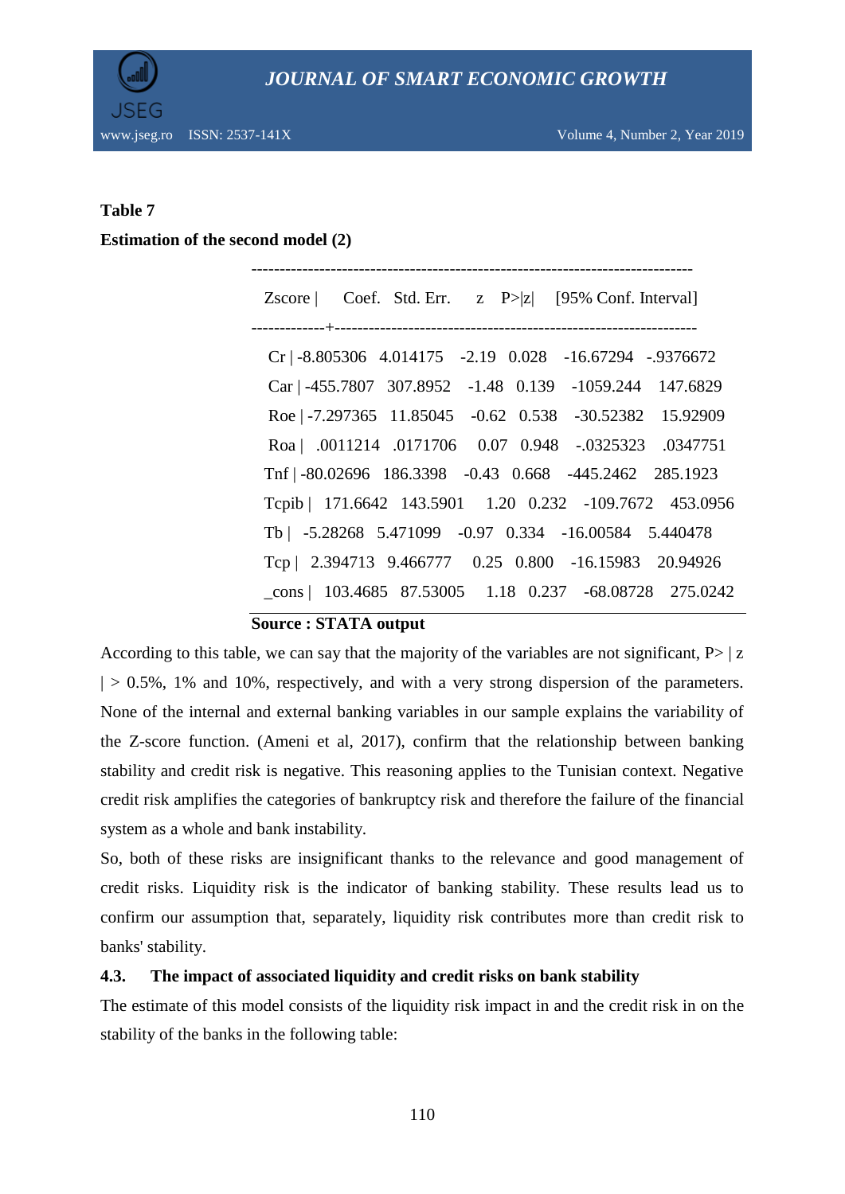**Table 7**

**Estimation of the second model (2)**

| Zscore | Coef. | Std. Err. | z | P>\|z\| | [95% Conf. Interval] | |
|---|---|---|---|---|---|---|
| Cr | -8.805306 | 4.014175 | -2.19 | 0.028 | -16.67294 | -.9376672 |
| Car | -455.7807 | 307.8952 | -1.48 | 0.139 | -1059.244 | 147.6829 |
| Roe | -7.297365 | 11.85045 | -0.62 | 0.538 | -30.52382 | 15.92909 |
| Roa | .0011214 | .0171706 | 0.07 | 0.948 | -.0325323 | .0347751 |
| Tnf | -80.02696 | 186.3398 | -0.43 | 0.668 | -445.2462 | 285.1923 |
| Tcpib | 171.6642 | 143.5901 | 1.20 | 0.232 | -109.7672 | 453.0956 |
| Tb | -5.28268 | 5.471099 | -0.97 | 0.334 | -16.00584 | 5.440478 |
| Tcp | 2.394713 | 9.466777 | 0.25 | 0.800 | -16.15983 | 20.94926 |
| _cons | 103.4685 | 87.53005 | 1.18 | 0.237 | -68.08728 | 275.0242 |

**Source : STATA output**

According to this table, we can say that the majority of the variables are not significant, P> | z | > 0.5%, 1% and 10%, respectively, and with a very strong dispersion of the parameters. None of the internal and external banking variables in our sample explains the variability of the Z-score function. (Ameni et al, 2017), confirm that the relationship between banking stability and credit risk is negative. This reasoning applies to the Tunisian context. Negative credit risk amplifies the categories of bankruptcy risk and therefore the failure of the financial system as a whole and bank instability.

So, both of these risks are insignificant thanks to the relevance and good management of credit risks. Liquidity risk is the indicator of banking stability. These results lead us to confirm our assumption that, separately, liquidity risk contributes more than credit risk to banks' stability.

### 4.3. The impact of associated liquidity and credit risks on bank stability

The estimate of this model consists of the liquidity risk impact in and the credit risk in on the stability of the banks in the following table: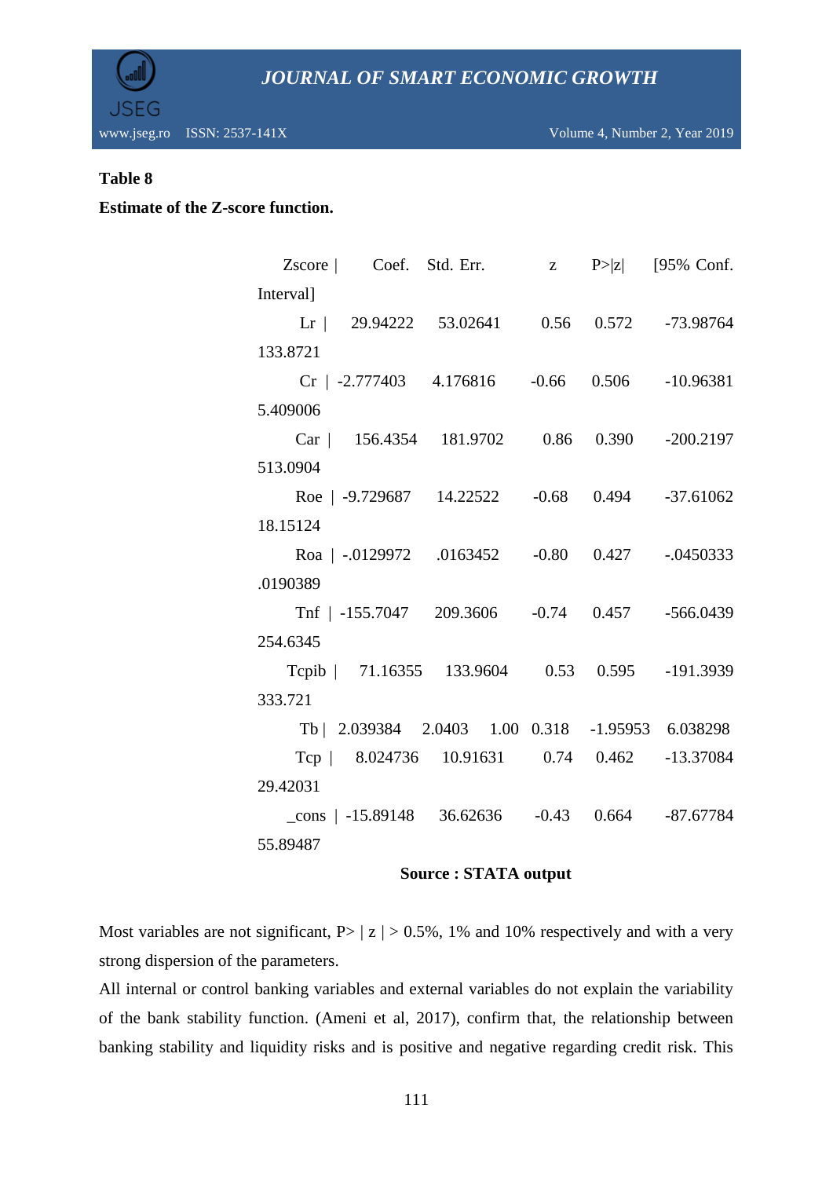**Table 8**

**Estimate of the Z-score function.**

| Zscore | Coef. | Std. Err. | z | P>\|z\| | [95% Conf. | Interval] |
|---|---|---|---|---|---|---|
| Lr | 29.94222 | 53.02641 | 0.56 | 0.572 | -73.98764 | 133.8721 |
| Cr | -2.777403 | 4.176816 | -0.66 | 0.506 | -10.96381 | 5.409006 |
| Car | 156.4354 | 181.9702 | 0.86 | 0.390 | -200.2197 | 513.0904 |
| Roe | -9.729687 | 14.22522 | -0.68 | 0.494 | -37.61062 | 18.15124 |
| Roa | -.0129972 | .0163452 | -0.80 | 0.427 | -.0450333 | .0190389 |
| Tnf | -155.7047 | 209.3606 | -0.74 | 0.457 | -566.0439 | 254.6345 |
| Tcpib | 71.16355 | 133.9604 | 0.53 | 0.595 | -191.3939 | 333.721 |
| Tb | 2.039384 | 2.0403 | 1.00 | 0.318 | -1.95953 | 6.038298 |
| Tcp | 8.024736 | 10.91631 | 0.74 | 0.462 | -13.37084 | 29.42031 |
| _cons | -15.89148 | 36.62636 | -0.43 | 0.664 | -87.67784 | 55.89487 |

**Source : STATA output**

Most variables are not significant, P> | z | > 0.5%, 1% and 10% respectively and with a very strong dispersion of the parameters.

All internal or control banking variables and external variables do not explain the variability of the bank stability function. (Ameni et al, 2017), confirm that, the relationship between banking stability and liquidity risks and is positive and negative regarding credit risk. This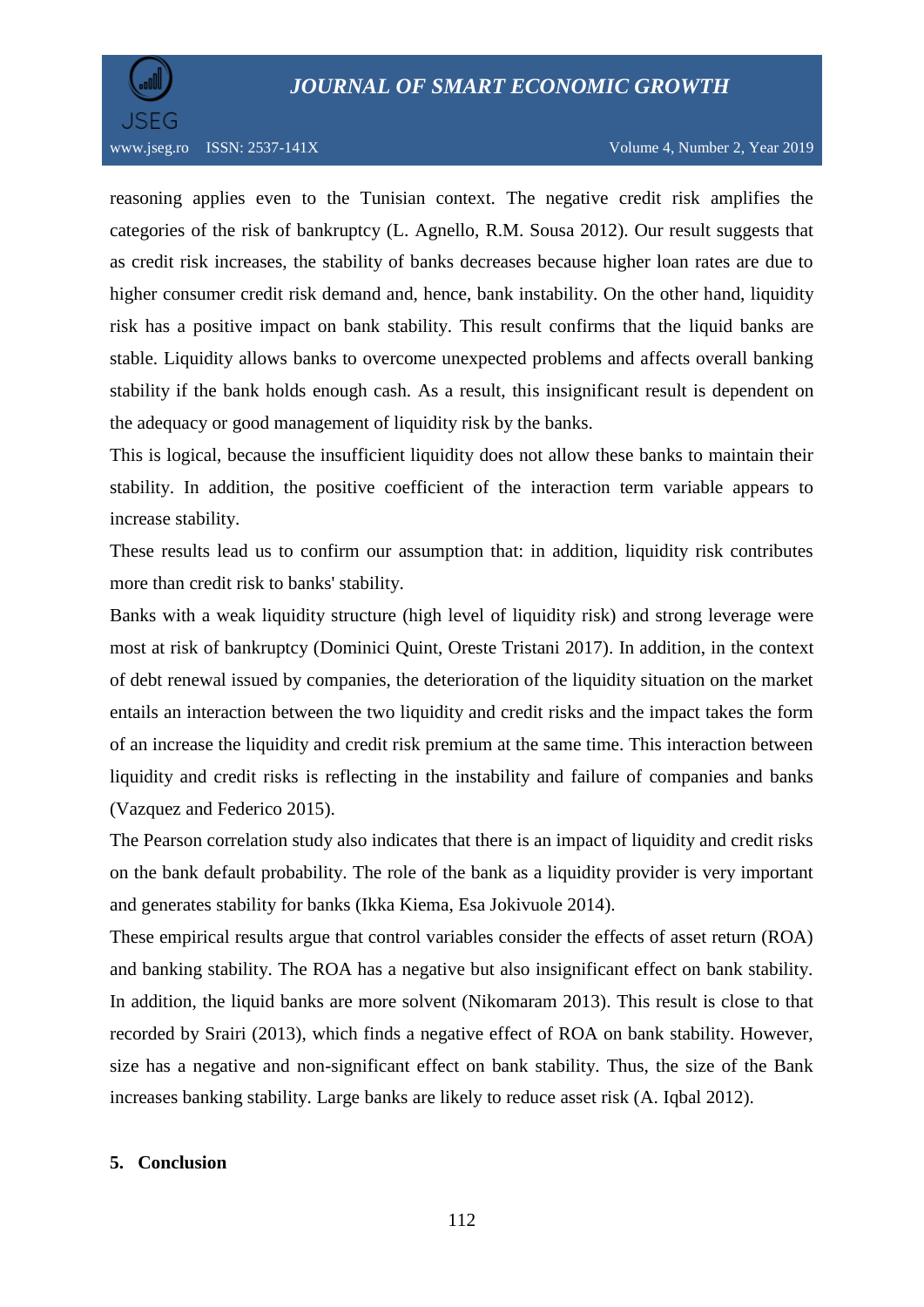reasoning applies even to the Tunisian context. The negative credit risk amplifies the categories of the risk of bankruptcy (L. Agnello, R.M. Sousa 2012). Our result suggests that as credit risk increases, the stability of banks decreases because higher loan rates are due to higher consumer credit risk demand and, hence, bank instability. On the other hand, liquidity risk has a positive impact on bank stability. This result confirms that the liquid banks are stable. Liquidity allows banks to overcome unexpected problems and affects overall banking stability if the bank holds enough cash. As a result, this insignificant result is dependent on the adequacy or good management of liquidity risk by the banks.

This is logical, because the insufficient liquidity does not allow these banks to maintain their stability. In addition, the positive coefficient of the interaction term variable appears to increase stability.

These results lead us to confirm our assumption that: in addition, liquidity risk contributes more than credit risk to banks' stability.

Banks with a weak liquidity structure (high level of liquidity risk) and strong leverage were most at risk of bankruptcy (Dominici Quint, Oreste Tristani 2017). In addition, in the context of debt renewal issued by companies, the deterioration of the liquidity situation on the market entails an interaction between the two liquidity and credit risks and the impact takes the form of an increase the liquidity and credit risk premium at the same time. This interaction between liquidity and credit risks is reflecting in the instability and failure of companies and banks (Vazquez and Federico 2015).

The Pearson correlation study also indicates that there is an impact of liquidity and credit risks on the bank default probability. The role of the bank as a liquidity provider is very important and generates stability for banks (Ikka Kiema, Esa Jokivuole 2014).

These empirical results argue that control variables consider the effects of asset return (ROA) and banking stability. The ROA has a negative but also insignificant effect on bank stability. In addition, the liquid banks are more solvent (Nikomaram 2013). This result is close to that recorded by Srairi (2013), which finds a negative effect of ROA on bank stability. However, size has a negative and non-significant effect on bank stability. Thus, the size of the Bank increases banking stability. Large banks are likely to reduce asset risk (A. Iqbal 2012).

## 5. Conclusion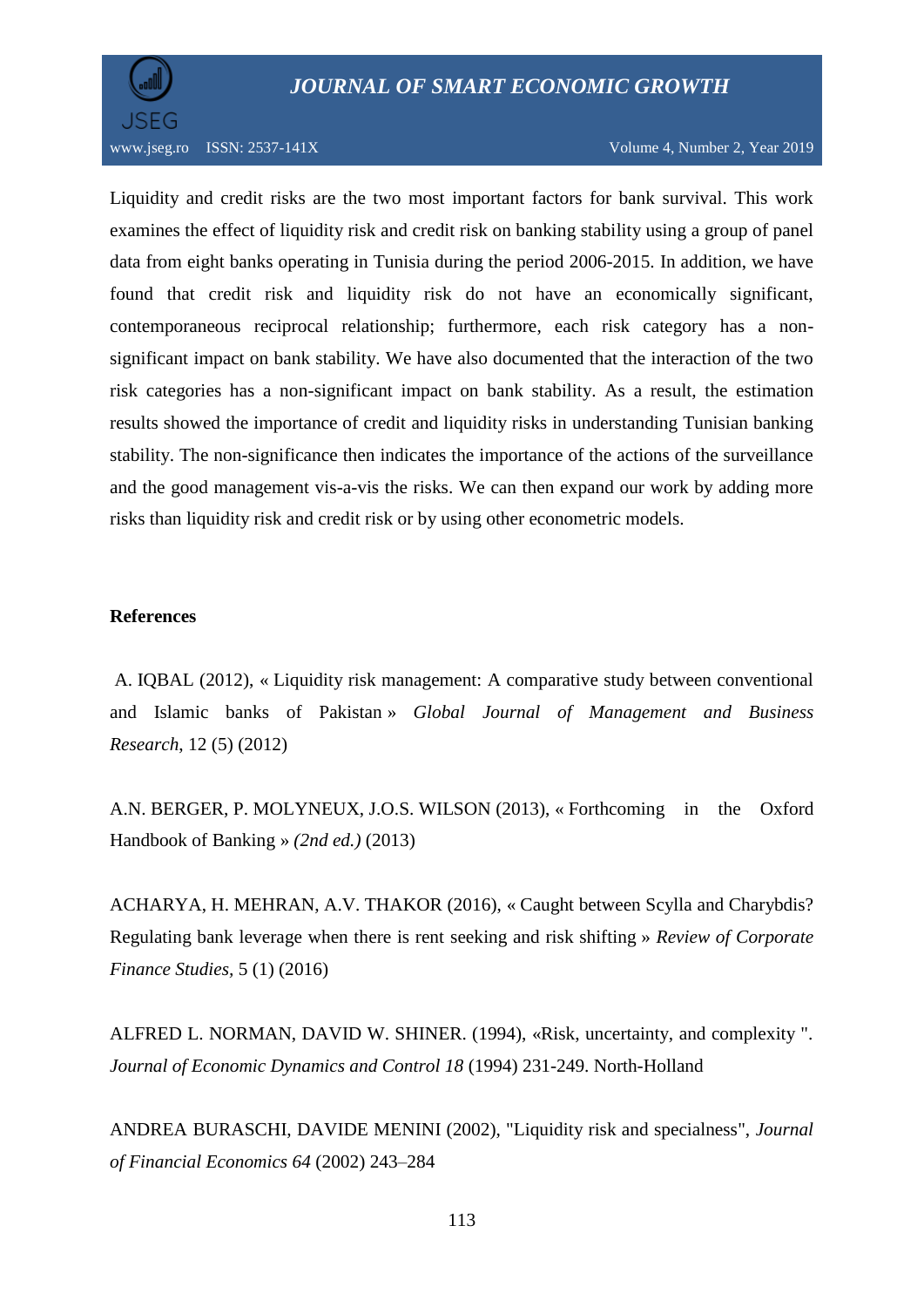Liquidity and credit risks are the two most important factors for bank survival. This work examines the effect of liquidity risk and credit risk on banking stability using a group of panel data from eight banks operating in Tunisia during the period 2006-2015. In addition, we have found that credit risk and liquidity risk do not have an economically significant, contemporaneous reciprocal relationship; furthermore, each risk category has a non-significant impact on bank stability. We have also documented that the interaction of the two risk categories has a non-significant impact on bank stability. As a result, the estimation results showed the importance of credit and liquidity risks in understanding Tunisian banking stability. The non-significance then indicates the importance of the actions of the surveillance and the good management vis-a-vis the risks. We can then expand our work by adding more risks than liquidity risk and credit risk or by using other econometric models.

**References**

A. IQBAL (2012), « Liquidity risk management: A comparative study between conventional and Islamic banks of Pakistan » *Global Journal of Management and Business Research*, 12 (5) (2012)

A.N. BERGER, P. MOLYNEUX, J.O.S. WILSON (2013), « Forthcoming in the Oxford Handbook of Banking » *(2nd ed.)* (2013)

ACHARYA, H. MEHRAN, A.V. THAKOR (2016), « Caught between Scylla and Charybdis? Regulating bank leverage when there is rent seeking and risk shifting » *Review of Corporate Finance Studies*, 5 (1) (2016)

ALFRED L. NORMAN, DAVID W. SHINER. (1994), «Risk, uncertainty, and complexity ". *Journal of Economic Dynamics and Control 18* (1994) 231-249. North-Holland

ANDREA BURASCHI, DAVIDE MENINI (2002), "Liquidity risk and specialness", *Journal of Financial Economics 64* (2002) 243–284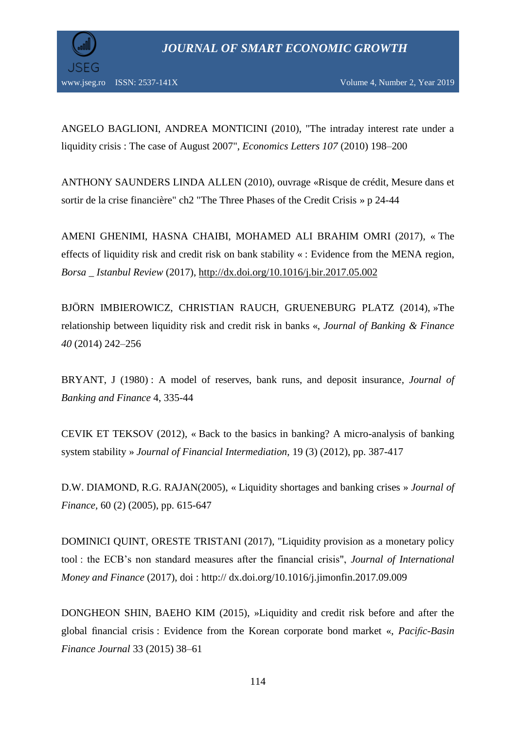ANGELO BAGLIONI, ANDREA MONTICINI (2010), "The intraday interest rate under a liquidity crisis : The case of August 2007", *Economics Letters 107* (2010) 198–200

ANTHONY SAUNDERS LINDA ALLEN (2010), ouvrage «Risque de crédit, Mesure dans et sortir de la crise financière" ch2 "The Three Phases of the Credit Crisis » p 24-44

AMENI GHENIMI, HASNA CHAIBI, MOHAMED ALI BRAHIM OMRI (2017), « The effects of liquidity risk and credit risk on bank stability « : Evidence from the MENA region, *Borsa _ Istanbul Review* (2017), http://dx.doi.org/10.1016/j.bir.2017.05.002

BJÖRN IMBIEROWICZ, CHRISTIAN RAUCH, GRUENEBURG PLATZ (2014), »The relationship between liquidity risk and credit risk in banks «, *Journal of Banking & Finance 40* (2014) 242–256

BRYANT, J (1980) : A model of reserves, bank runs, and deposit insurance, *Journal of Banking and Finance* 4, 335-44

CEVIK ET TEKSOV (2012), « Back to the basics in banking? A micro-analysis of banking system stability » *Journal of Financial Intermediation*, 19 (3) (2012), pp. 387-417

D.W. DIAMOND, R.G. RAJAN(2005), « Liquidity shortages and banking crises » *Journal of Finance*, 60 (2) (2005), pp. 615-647

DOMINICI QUINT, ORESTE TRISTANI (2017), "Liquidity provision as a monetary policy tool : the ECB's non standard measures after the financial crisis", *Journal of International Money and Finance* (2017), doi : http:// dx.doi.org/10.1016/j.jimonfin.2017.09.009

DONGHEON SHIN, BAEHO KIM (2015), »Liquidity and credit risk before and after the global financial crisis : Evidence from the Korean corporate bond market «, *Pacific-Basin Finance Journal* 33 (2015) 38–61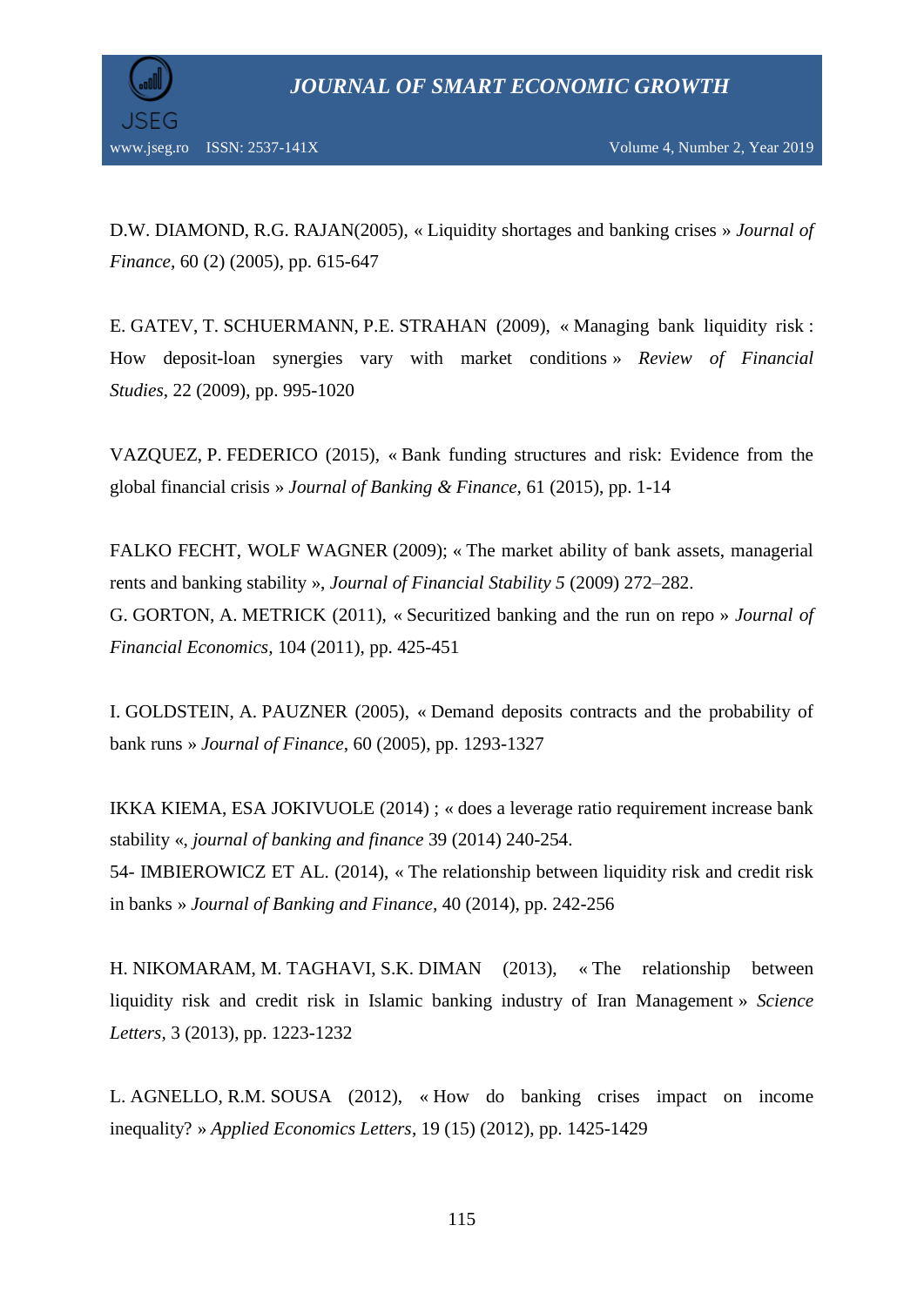D.W. DIAMOND, R.G. RAJAN(2005), « Liquidity shortages and banking crises » *Journal of Finance*, 60 (2) (2005), pp. 615-647

E. GATEV, T. SCHUERMANN, P.E. STRAHAN (2009), « Managing bank liquidity risk : How deposit-loan synergies vary with market conditions » *Review of Financial Studies*, 22 (2009), pp. 995-1020

VAZQUEZ, P. FEDERICO (2015), « Bank funding structures and risk: Evidence from the global financial crisis » *Journal of Banking & Finance*, 61 (2015), pp. 1-14

FALKO FECHT, WOLF WAGNER (2009); « The market ability of bank assets, managerial rents and banking stability », *Journal of Financial Stability 5* (2009) 272–282.
G. GORTON, A. METRICK (2011), « Securitized banking and the run on repo » *Journal of Financial Economics*, 104 (2011), pp. 425-451

I. GOLDSTEIN, A. PAUZNER (2005), « Demand deposits contracts and the probability of bank runs » *Journal of Finance*, 60 (2005), pp. 1293-1327

IKKA KIEMA, ESA JOKIVUOLE (2014) ; « does a leverage ratio requirement increase bank stability «, *journal of banking and finance* 39 (2014) 240-254.
54- IMBIEROWICZ ET AL. (2014), « The relationship between liquidity risk and credit risk in banks » *Journal of Banking and Finance*, 40 (2014), pp. 242-256

H. NIKOMARAM, M. TAGHAVI, S.K. DIMAN (2013), « The relationship between liquidity risk and credit risk in Islamic banking industry of Iran Management » *Science Letters*, 3 (2013), pp. 1223-1232

L. AGNELLO, R.M. SOUSA (2012), « How do banking crises impact on income inequality? » *Applied Economics Letters*, 19 (15) (2012), pp. 1425-1429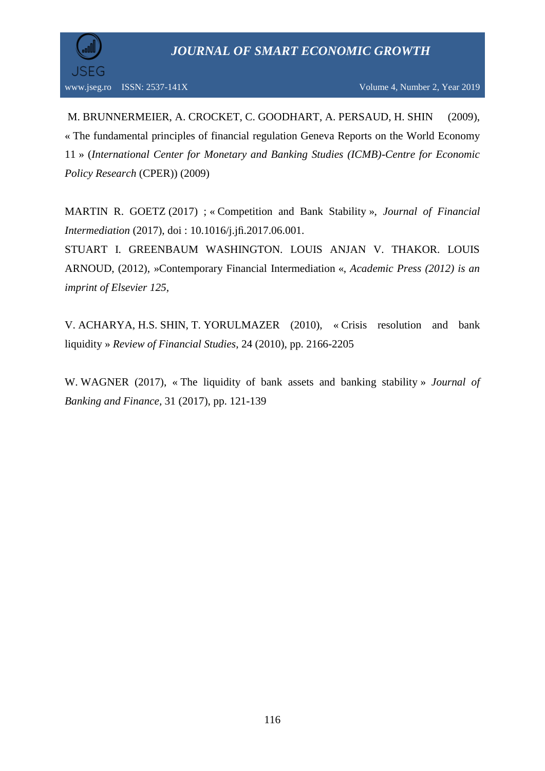M. BRUNNERMEIER, A. CROCKET, C. GOODHART, A. PERSAUD, H. SHIN (2009), « The fundamental principles of financial regulation Geneva Reports on the World Economy 11 » (*International Center for Monetary and Banking Studies (ICMB)-Centre for Economic Policy Research* (CPER)) (2009)

MARTIN R. GOETZ (2017) ; « Competition and Bank Stability », *Journal of Financial Intermediation* (2017), doi : 10.1016/j.jfi.2017.06.001.

STUART I. GREENBAUM WASHINGTON. LOUIS ANJAN V. THAKOR. LOUIS ARNOUD, (2012), »Contemporary Financial Intermediation «, *Academic Press (2012) is an imprint of Elsevier 125,*

V. ACHARYA, H.S. SHIN, T. YORULMAZER (2010), « Crisis resolution and bank liquidity » *Review of Financial Studies*, 24 (2010), pp. 2166-2205

W. WAGNER (2017), « The liquidity of bank assets and banking stability » *Journal of Banking and Finance*, 31 (2017), pp. 121-139